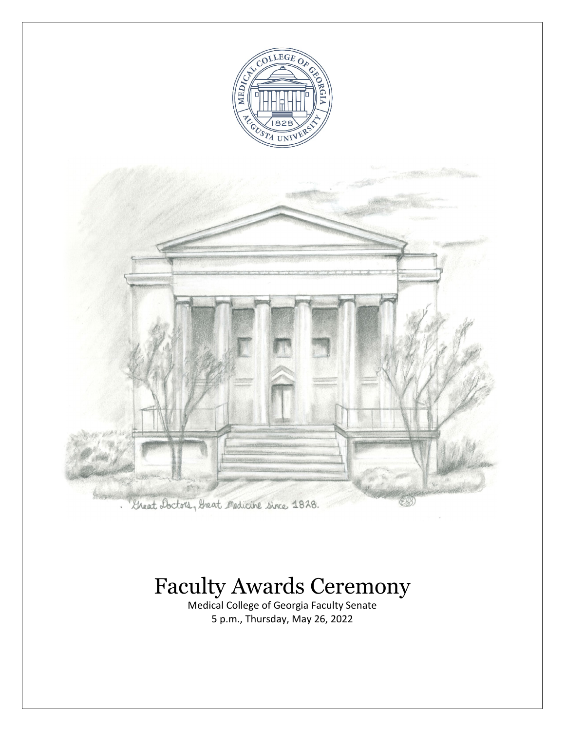# Faculty Awards Ceremony

Medical College of Georgia Faculty Senate
5 p.m., Thursday, May 26, 2022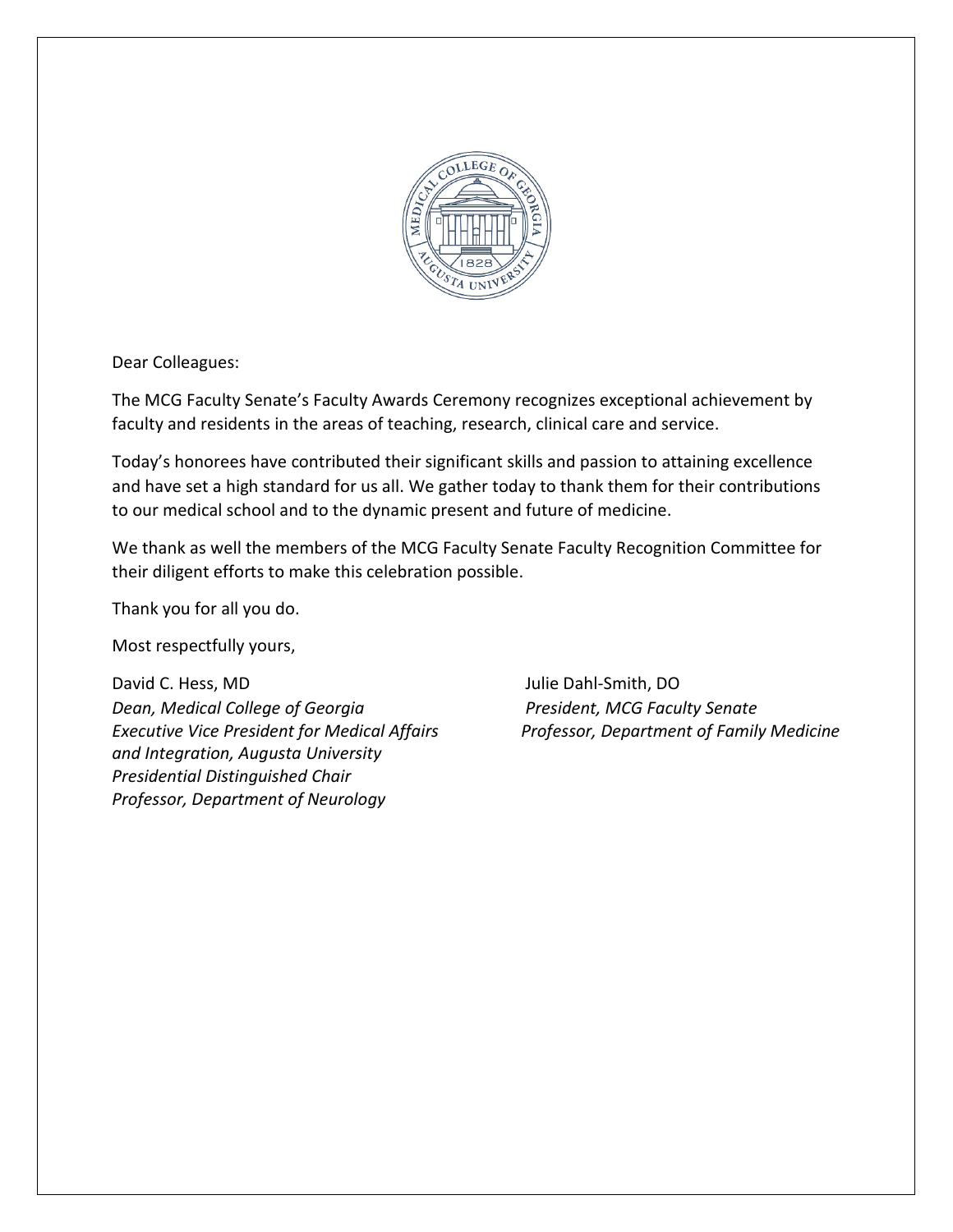Dear Colleagues:

The MCG Faculty Senate's Faculty Awards Ceremony recognizes exceptional achievement by faculty and residents in the areas of teaching, research, clinical care and service.

Today's honorees have contributed their significant skills and passion to attaining excellence and have set a high standard for us all. We gather today to thank them for their contributions to our medical school and to the dynamic present and future of medicine.

We thank as well the members of the MCG Faculty Senate Faculty Recognition Committee for their diligent efforts to make this celebration possible.

Thank you for all you do.

Most respectfully yours,

David C. Hess, MD
*Dean, Medical College of Georgia*
*Executive Vice President for Medical Affairs and Integration, Augusta University*
*Presidential Distinguished Chair*
*Professor, Department of Neurology*

Julie Dahl-Smith, DO
*President, MCG Faculty Senate*
*Professor, Department of Family Medicine*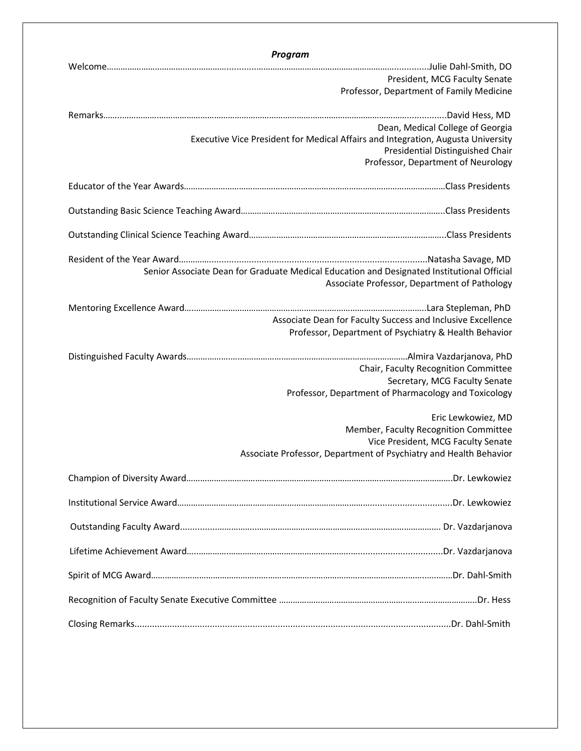## *Program*

Welcome……………………………………………………………………………………………………………………………Julie Dahl-Smith, DO
President, MCG Faculty Senate
Professor, Department of Family Medicine

Remarks………………………………………………………………………………………………………………………………David Hess, MD
Dean, Medical College of Georgia
Executive Vice President for Medical Affairs and Integration, Augusta University
Presidential Distinguished Chair
Professor, Department of Neurology

Educator of the Year Awards……………………………………………………………………………………………………Class Presidents

Outstanding Basic Science Teaching Award……………………………………………………………………………..Class Presidents

Outstanding Clinical Science Teaching Award…………………………………………………………………………..Class Presidents

Resident of the Year Award……………………………………………………………………………………………………Natasha Savage, MD
Senior Associate Dean for Graduate Medical Education and Designated Institutional Official
Associate Professor, Department of Pathology

Mentoring Excellence Award……………………………………………………………………………………………………Lara Stepleman, PhD
Associate Dean for Faculty Success and Inclusive Excellence
Professor, Department of Psychiatry & Health Behavior

Distinguished Faculty Awards…………………………………………………………………………………………Almira Vazdarjanova, PhD
Chair, Faculty Recognition Committee
Secretary, MCG Faculty Senate
Professor, Department of Pharmacology and Toxicology

Eric Lewkowiez, MD
Member, Faculty Recognition Committee
Vice President, MCG Faculty Senate
Associate Professor, Department of Psychiatry and Health Behavior

Champion of Diversity Award……………………………………………………………………………………………………Dr. Lewkowiez

Institutional Service Award……………………………………………………………………………………………………Dr. Lewkowiez

Outstanding Faculty Award…………………………………………………………………………………………………… Dr. Vazdarjanova

Lifetime Achievement Award…………………………………………………………………………………………………Dr. Vazdarjanova

Spirit of MCG Award…………………………………………………………………………………………………………………Dr. Dahl-Smith

Recognition of Faculty Senate Executive Committee ……………………………………………………………………………Dr. Hess

Closing Remarks……………………………………………………………………………………………………………………Dr. Dahl-Smith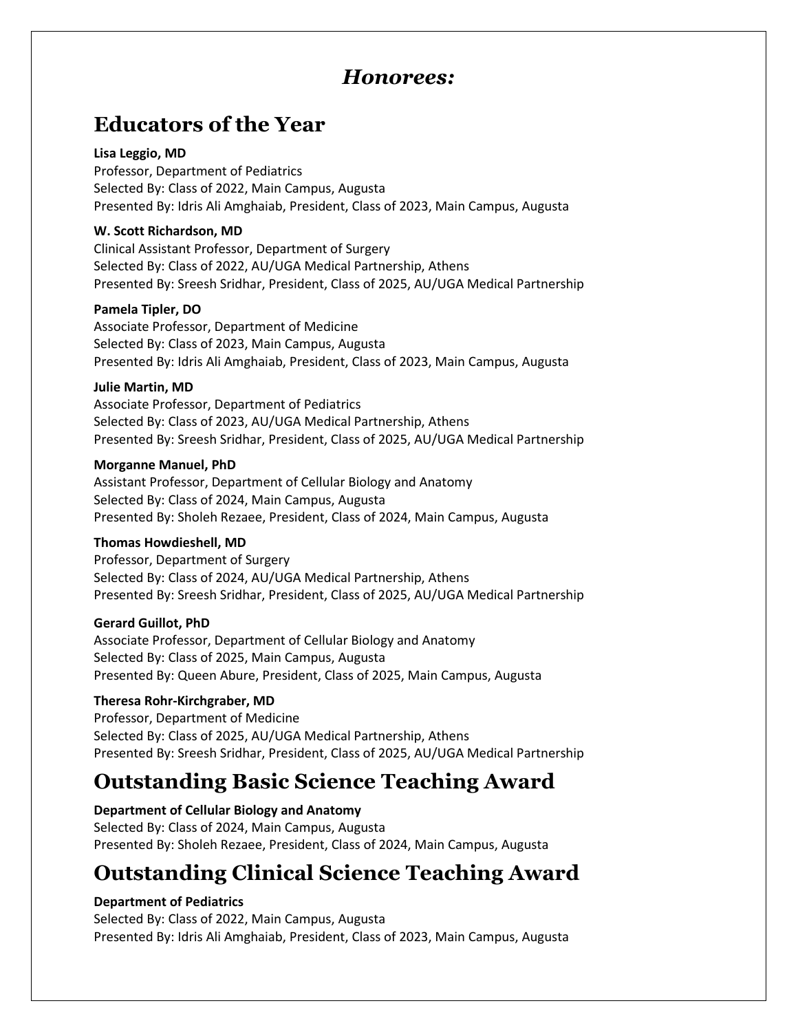# *Honorees:*

## Educators of the Year

**Lisa Leggio, MD**
Professor, Department of Pediatrics
Selected By: Class of 2022, Main Campus, Augusta
Presented By: Idris Ali Amghaiab, President, Class of 2023, Main Campus, Augusta

**W. Scott Richardson, MD**
Clinical Assistant Professor, Department of Surgery
Selected By: Class of 2022, AU/UGA Medical Partnership, Athens
Presented By: Sreesh Sridhar, President, Class of 2025, AU/UGA Medical Partnership

**Pamela Tipler, DO**
Associate Professor, Department of Medicine
Selected By: Class of 2023, Main Campus, Augusta
Presented By: Idris Ali Amghaiab, President, Class of 2023, Main Campus, Augusta

**Julie Martin, MD**
Associate Professor, Department of Pediatrics
Selected By: Class of 2023, AU/UGA Medical Partnership, Athens
Presented By: Sreesh Sridhar, President, Class of 2025, AU/UGA Medical Partnership

**Morganne Manuel, PhD**
Assistant Professor, Department of Cellular Biology and Anatomy
Selected By: Class of 2024, Main Campus, Augusta
Presented By: Sholeh Rezaee, President, Class of 2024, Main Campus, Augusta

**Thomas Howdieshell, MD**
Professor, Department of Surgery
Selected By: Class of 2024, AU/UGA Medical Partnership, Athens
Presented By: Sreesh Sridhar, President, Class of 2025, AU/UGA Medical Partnership

**Gerard Guillot, PhD**
Associate Professor, Department of Cellular Biology and Anatomy
Selected By: Class of 2025, Main Campus, Augusta
Presented By: Queen Abure, President, Class of 2025, Main Campus, Augusta

**Theresa Rohr-Kirchgraber, MD**
Professor, Department of Medicine
Selected By: Class of 2025, AU/UGA Medical Partnership, Athens
Presented By: Sreesh Sridhar, President, Class of 2025, AU/UGA Medical Partnership

## Outstanding Basic Science Teaching Award

**Department of Cellular Biology and Anatomy**
Selected By: Class of 2024, Main Campus, Augusta
Presented By: Sholeh Rezaee, President, Class of 2024, Main Campus, Augusta

## Outstanding Clinical Science Teaching Award

**Department of Pediatrics**
Selected By: Class of 2022, Main Campus, Augusta
Presented By: Idris Ali Amghaiab, President, Class of 2023, Main Campus, Augusta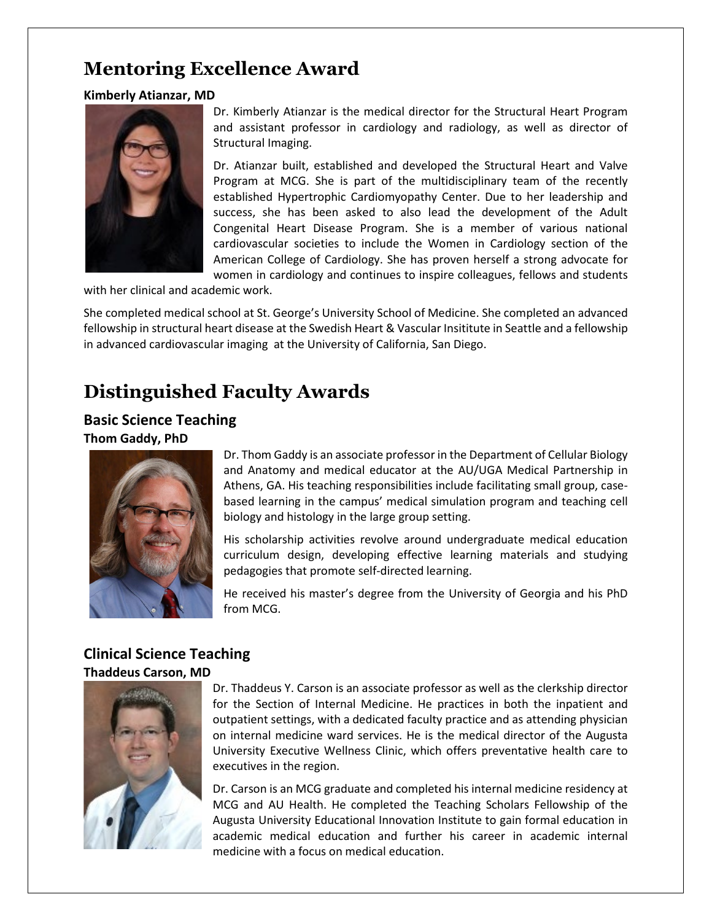## Mentoring Excellence Award

**Kimberly Atianzar, MD**

Dr. Kimberly Atianzar is the medical director for the Structural Heart Program and assistant professor in cardiology and radiology, as well as director of Structural Imaging.

Dr. Atianzar built, established and developed the Structural Heart and Valve Program at MCG. She is part of the multidisciplinary team of the recently established Hypertrophic Cardiomyopathy Center. Due to her leadership and success, she has been asked to also lead the development of the Adult Congenital Heart Disease Program. She is a member of various national cardiovascular societies to include the Women in Cardiology section of the American College of Cardiology. She has proven herself a strong advocate for women in cardiology and continues to inspire colleagues, fellows and students with her clinical and academic work.

She completed medical school at St. George's University School of Medicine. She completed an advanced fellowship in structural heart disease at the Swedish Heart & Vascular Insititute in Seattle and a fellowship in advanced cardiovascular imaging at the University of California, San Diego.

## Distinguished Faculty Awards

### Basic Science Teaching

**Thom Gaddy, PhD**

Dr. Thom Gaddy is an associate professor in the Department of Cellular Biology and Anatomy and medical educator at the AU/UGA Medical Partnership in Athens, GA. His teaching responsibilities include facilitating small group, case-based learning in the campus' medical simulation program and teaching cell biology and histology in the large group setting.

His scholarship activities revolve around undergraduate medical education curriculum design, developing effective learning materials and studying pedagogies that promote self-directed learning.

He received his master's degree from the University of Georgia and his PhD from MCG.

### Clinical Science Teaching

**Thaddeus Carson, MD**

Dr. Thaddeus Y. Carson is an associate professor as well as the clerkship director for the Section of Internal Medicine. He practices in both the inpatient and outpatient settings, with a dedicated faculty practice and as attending physician on internal medicine ward services. He is the medical director of the Augusta University Executive Wellness Clinic, which offers preventative health care to executives in the region.

Dr. Carson is an MCG graduate and completed his internal medicine residency at MCG and AU Health. He completed the Teaching Scholars Fellowship of the Augusta University Educational Innovation Institute to gain formal education in academic medical education and further his career in academic internal medicine with a focus on medical education.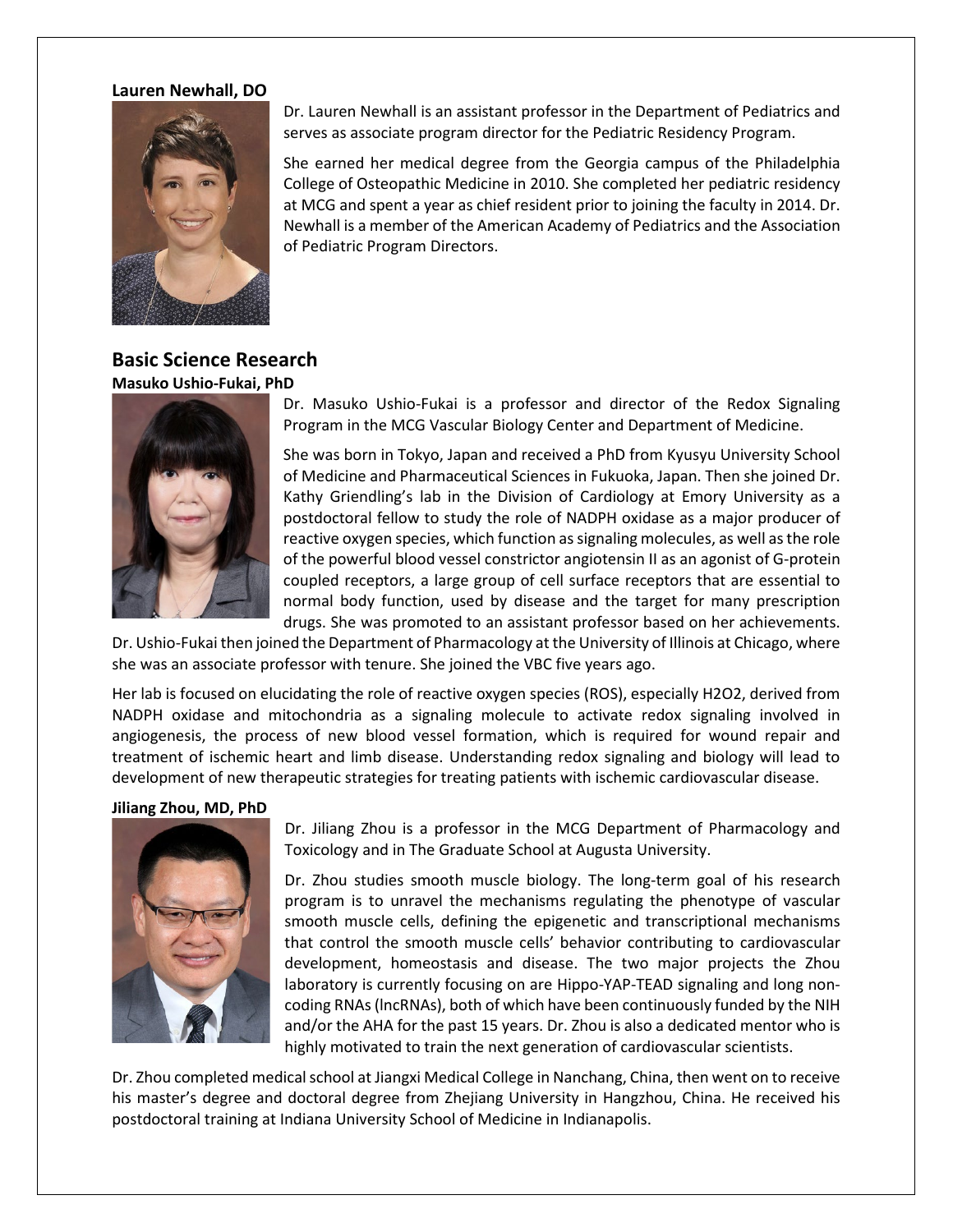**Lauren Newhall, DO**

Dr. Lauren Newhall is an assistant professor in the Department of Pediatrics and serves as associate program director for the Pediatric Residency Program.

She earned her medical degree from the Georgia campus of the Philadelphia College of Osteopathic Medicine in 2010. She completed her pediatric residency at MCG and spent a year as chief resident prior to joining the faculty in 2014. Dr. Newhall is a member of the American Academy of Pediatrics and the Association of Pediatric Program Directors.

## Basic Science Research

**Masuko Ushio-Fukai, PhD**

Dr. Masuko Ushio-Fukai is a professor and director of the Redox Signaling Program in the MCG Vascular Biology Center and Department of Medicine.

She was born in Tokyo, Japan and received a PhD from Kyusyu University School of Medicine and Pharmaceutical Sciences in Fukuoka, Japan. Then she joined Dr. Kathy Griendling's lab in the Division of Cardiology at Emory University as a postdoctoral fellow to study the role of NADPH oxidase as a major producer of reactive oxygen species, which function as signaling molecules, as well as the role of the powerful blood vessel constrictor angiotensin II as an agonist of G-protein coupled receptors, a large group of cell surface receptors that are essential to normal body function, used by disease and the target for many prescription drugs. She was promoted to an assistant professor based on her achievements. Dr. Ushio-Fukai then joined the Department of Pharmacology at the University of Illinois at Chicago, where she was an associate professor with tenure. She joined the VBC five years ago.

Her lab is focused on elucidating the role of reactive oxygen species (ROS), especially $H_2O_2$, derived from NADPH oxidase and mitochondria as a signaling molecule to activate redox signaling involved in angiogenesis, the process of new blood vessel formation, which is required for wound repair and treatment of ischemic heart and limb disease. Understanding redox signaling and biology will lead to development of new therapeutic strategies for treating patients with ischemic cardiovascular disease.

**Jiliang Zhou, MD, PhD**

Dr. Jiliang Zhou is a professor in the MCG Department of Pharmacology and Toxicology and in The Graduate School at Augusta University.

Dr. Zhou studies smooth muscle biology. The long-term goal of his research program is to unravel the mechanisms regulating the phenotype of vascular smooth muscle cells, defining the epigenetic and transcriptional mechanisms that control the smooth muscle cells' behavior contributing to cardiovascular development, homeostasis and disease. The two major projects the Zhou laboratory is currently focusing on are Hippo-YAP-TEAD signaling and long non-coding RNAs (lncRNAs), both of which have been continuously funded by the NIH and/or the AHA for the past 15 years. Dr. Zhou is also a dedicated mentor who is highly motivated to train the next generation of cardiovascular scientists.

Dr. Zhou completed medical school at Jiangxi Medical College in Nanchang, China, then went on to receive his master's degree and doctoral degree from Zhejiang University in Hangzhou, China. He received his postdoctoral training at Indiana University School of Medicine in Indianapolis.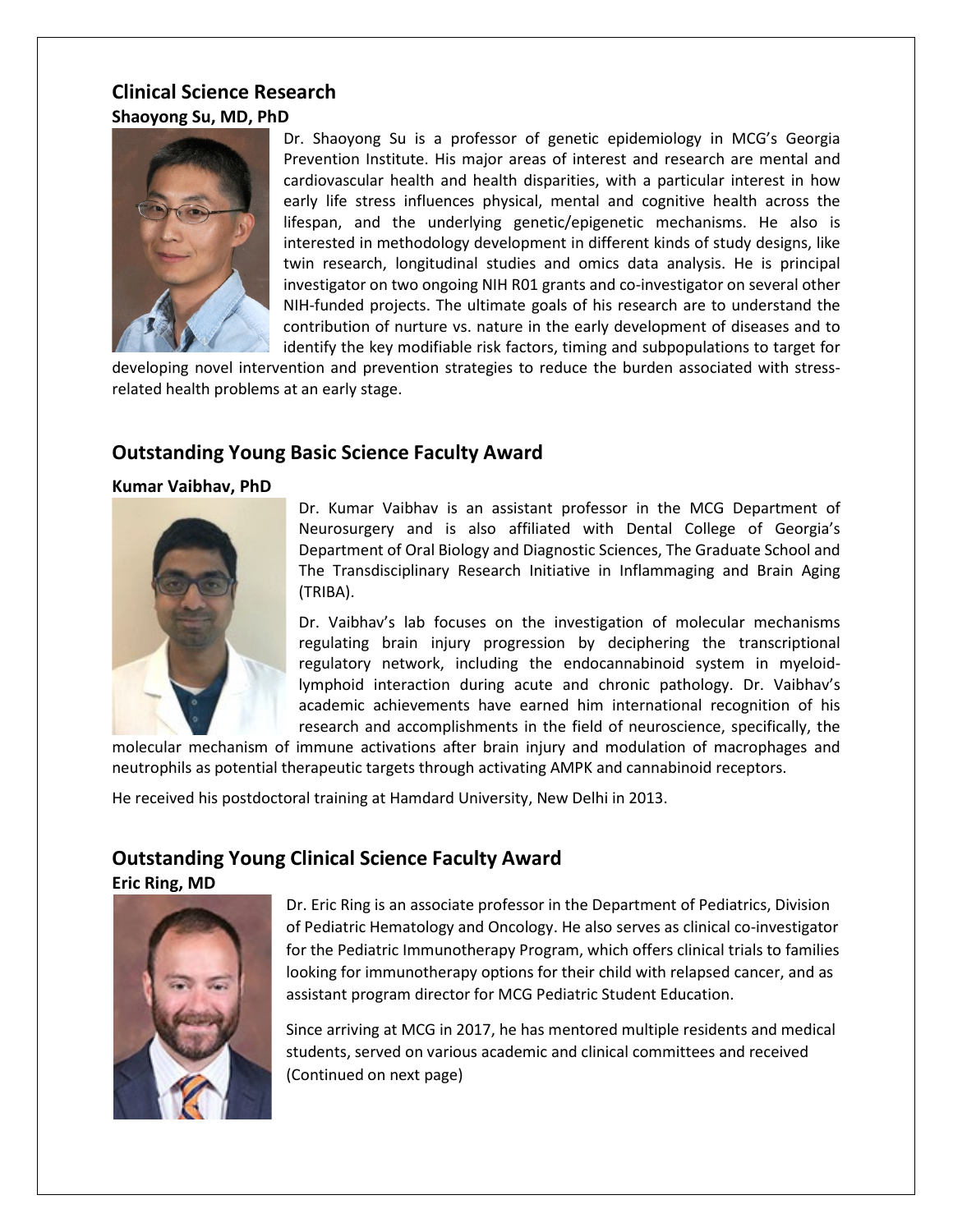## Clinical Science Research

**Shaoyong Su, MD, PhD**

Dr. Shaoyong Su is a professor of genetic epidemiology in MCG's Georgia Prevention Institute. His major areas of interest and research are mental and cardiovascular health and health disparities, with a particular interest in how early life stress influences physical, mental and cognitive health across the lifespan, and the underlying genetic/epigenetic mechanisms. He also is interested in methodology development in different kinds of study designs, like twin research, longitudinal studies and omics data analysis. He is principal investigator on two ongoing NIH R01 grants and co-investigator on several other NIH-funded projects. The ultimate goals of his research are to understand the contribution of nurture vs. nature in the early development of diseases and to identify the key modifiable risk factors, timing and subpopulations to target for developing novel intervention and prevention strategies to reduce the burden associated with stress-related health problems at an early stage.

## Outstanding Young Basic Science Faculty Award

**Kumar Vaibhav, PhD**

Dr. Kumar Vaibhav is an assistant professor in the MCG Department of Neurosurgery and is also affiliated with Dental College of Georgia's Department of Oral Biology and Diagnostic Sciences, The Graduate School and The Transdisciplinary Research Initiative in Inflammaging and Brain Aging (TRIBA).

Dr. Vaibhav's lab focuses on the investigation of molecular mechanisms regulating brain injury progression by deciphering the transcriptional regulatory network, including the endocannabinoid system in myeloid-lymphoid interaction during acute and chronic pathology. Dr. Vaibhav's academic achievements have earned him international recognition of his research and accomplishments in the field of neuroscience, specifically, the molecular mechanism of immune activations after brain injury and modulation of macrophages and neutrophils as potential therapeutic targets through activating AMPK and cannabinoid receptors.

He received his postdoctoral training at Hamdard University, New Delhi in 2013.

## Outstanding Young Clinical Science Faculty Award

**Eric Ring, MD**

Dr. Eric Ring is an associate professor in the Department of Pediatrics, Division of Pediatric Hematology and Oncology. He also serves as clinical co-investigator for the Pediatric Immunotherapy Program, which offers clinical trials to families looking for immunotherapy options for their child with relapsed cancer, and as assistant program director for MCG Pediatric Student Education.

Since arriving at MCG in 2017, he has mentored multiple residents and medical students, served on various academic and clinical committees and received (Continued on next page)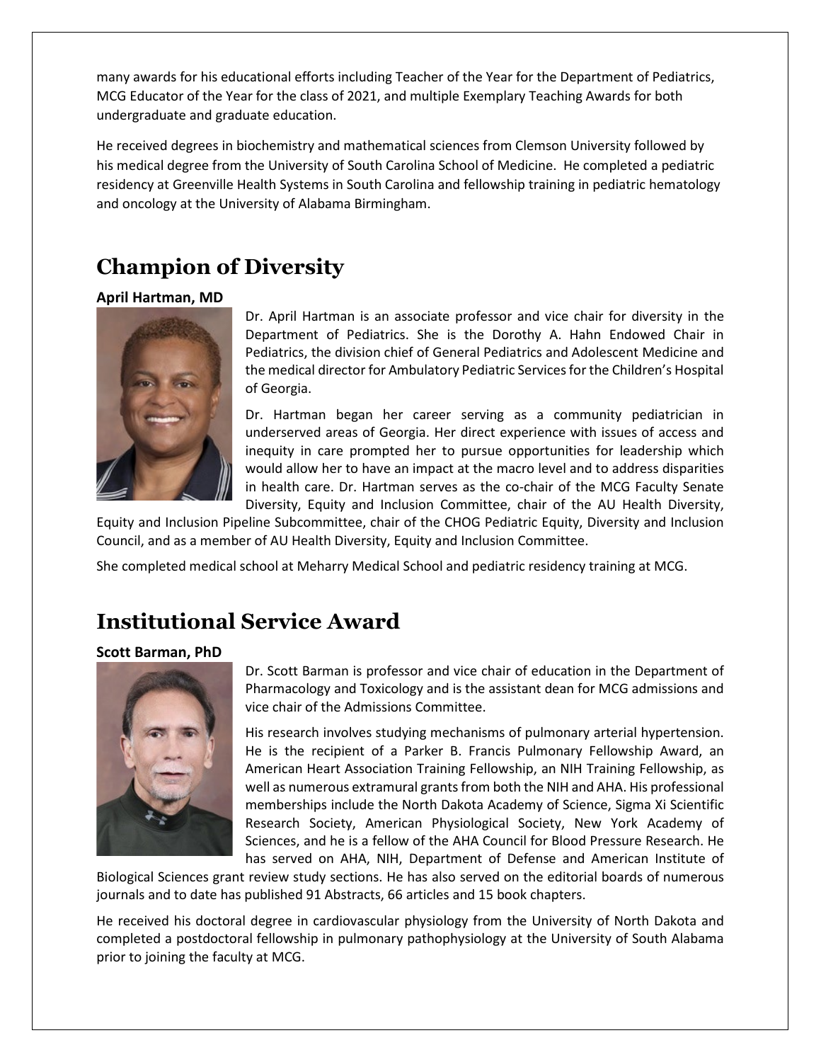many awards for his educational efforts including Teacher of the Year for the Department of Pediatrics, MCG Educator of the Year for the class of 2021, and multiple Exemplary Teaching Awards for both undergraduate and graduate education.

He received degrees in biochemistry and mathematical sciences from Clemson University followed by his medical degree from the University of South Carolina School of Medicine. He completed a pediatric residency at Greenville Health Systems in South Carolina and fellowship training in pediatric hematology and oncology at the University of Alabama Birmingham.

## Champion of Diversity

**April Hartman, MD**

Dr. April Hartman is an associate professor and vice chair for diversity in the Department of Pediatrics. She is the Dorothy A. Hahn Endowed Chair in Pediatrics, the division chief of General Pediatrics and Adolescent Medicine and the medical director for Ambulatory Pediatric Services for the Children's Hospital of Georgia.

Dr. Hartman began her career serving as a community pediatrician in underserved areas of Georgia. Her direct experience with issues of access and inequity in care prompted her to pursue opportunities for leadership which would allow her to have an impact at the macro level and to address disparities in health care. Dr. Hartman serves as the co-chair of the MCG Faculty Senate Diversity, Equity and Inclusion Committee, chair of the AU Health Diversity, Equity and Inclusion Pipeline Subcommittee, chair of the CHOG Pediatric Equity, Diversity and Inclusion Council, and as a member of AU Health Diversity, Equity and Inclusion Committee.

She completed medical school at Meharry Medical School and pediatric residency training at MCG.

## Institutional Service Award

**Scott Barman, PhD**

Dr. Scott Barman is professor and vice chair of education in the Department of Pharmacology and Toxicology and is the assistant dean for MCG admissions and vice chair of the Admissions Committee.

His research involves studying mechanisms of pulmonary arterial hypertension. He is the recipient of a Parker B. Francis Pulmonary Fellowship Award, an American Heart Association Training Fellowship, an NIH Training Fellowship, as well as numerous extramural grants from both the NIH and AHA. His professional memberships include the North Dakota Academy of Science, Sigma Xi Scientific Research Society, American Physiological Society, New York Academy of Sciences, and he is a fellow of the AHA Council for Blood Pressure Research. He has served on AHA, NIH, Department of Defense and American Institute of Biological Sciences grant review study sections. He has also served on the editorial boards of numerous journals and to date has published 91 Abstracts, 66 articles and 15 book chapters.

He received his doctoral degree in cardiovascular physiology from the University of North Dakota and completed a postdoctoral fellowship in pulmonary pathophysiology at the University of South Alabama prior to joining the faculty at MCG.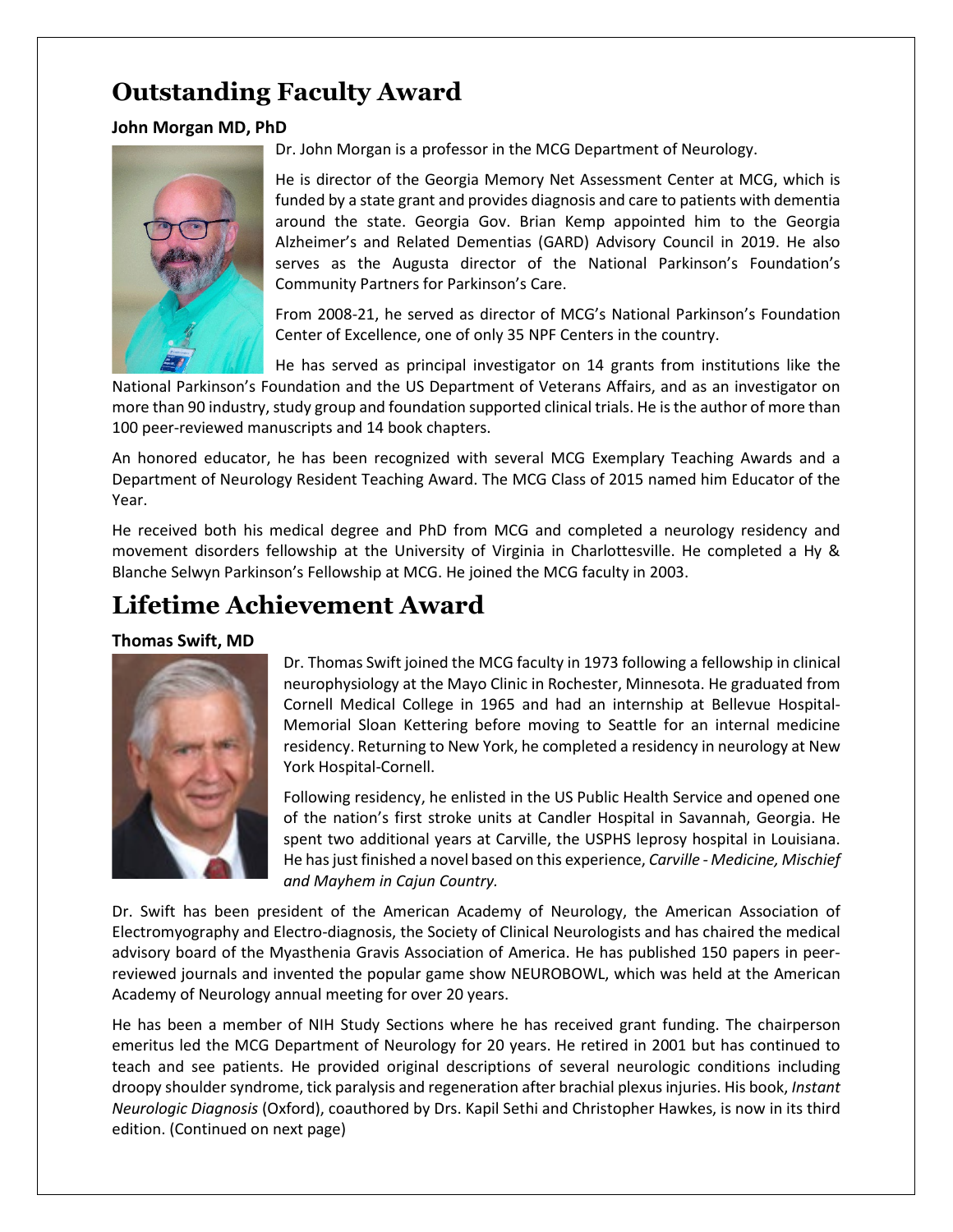## Outstanding Faculty Award

**John Morgan MD, PhD**

Dr. John Morgan is a professor in the MCG Department of Neurology.

He is director of the Georgia Memory Net Assessment Center at MCG, which is funded by a state grant and provides diagnosis and care to patients with dementia around the state. Georgia Gov. Brian Kemp appointed him to the Georgia Alzheimer's and Related Dementias (GARD) Advisory Council in 2019. He also serves as the Augusta director of the National Parkinson's Foundation's Community Partners for Parkinson's Care.

From 2008-21, he served as director of MCG's National Parkinson's Foundation Center of Excellence, one of only 35 NPF Centers in the country.

He has served as principal investigator on 14 grants from institutions like the National Parkinson's Foundation and the US Department of Veterans Affairs, and as an investigator on more than 90 industry, study group and foundation supported clinical trials. He is the author of more than 100 peer-reviewed manuscripts and 14 book chapters.

An honored educator, he has been recognized with several MCG Exemplary Teaching Awards and a Department of Neurology Resident Teaching Award. The MCG Class of 2015 named him Educator of the Year.

He received both his medical degree and PhD from MCG and completed a neurology residency and movement disorders fellowship at the University of Virginia in Charlottesville. He completed a Hy & Blanche Selwyn Parkinson's Fellowship at MCG. He joined the MCG faculty in 2003.

## Lifetime Achievement Award

**Thomas Swift, MD**

Dr. Thomas Swift joined the MCG faculty in 1973 following a fellowship in clinical neurophysiology at the Mayo Clinic in Rochester, Minnesota. He graduated from Cornell Medical College in 1965 and had an internship at Bellevue Hospital-Memorial Sloan Kettering before moving to Seattle for an internal medicine residency. Returning to New York, he completed a residency in neurology at New York Hospital-Cornell.

Following residency, he enlisted in the US Public Health Service and opened one of the nation's first stroke units at Candler Hospital in Savannah, Georgia. He spent two additional years at Carville, the USPHS leprosy hospital in Louisiana. He has just finished a novel based on this experience, *Carville - Medicine, Mischief and Mayhem in Cajun Country.*

Dr. Swift has been president of the American Academy of Neurology, the American Association of Electromyography and Electro-diagnosis, the Society of Clinical Neurologists and has chaired the medical advisory board of the Myasthenia Gravis Association of America. He has published 150 papers in peer-reviewed journals and invented the popular game show NEUROBOWL, which was held at the American Academy of Neurology annual meeting for over 20 years.

He has been a member of NIH Study Sections where he has received grant funding. The chairperson emeritus led the MCG Department of Neurology for 20 years. He retired in 2001 but has continued to teach and see patients. He provided original descriptions of several neurologic conditions including droopy shoulder syndrome, tick paralysis and regeneration after brachial plexus injuries. His book, *Instant Neurologic Diagnosis* (Oxford), coauthored by Drs. Kapil Sethi and Christopher Hawkes, is now in its third edition. (Continued on next page)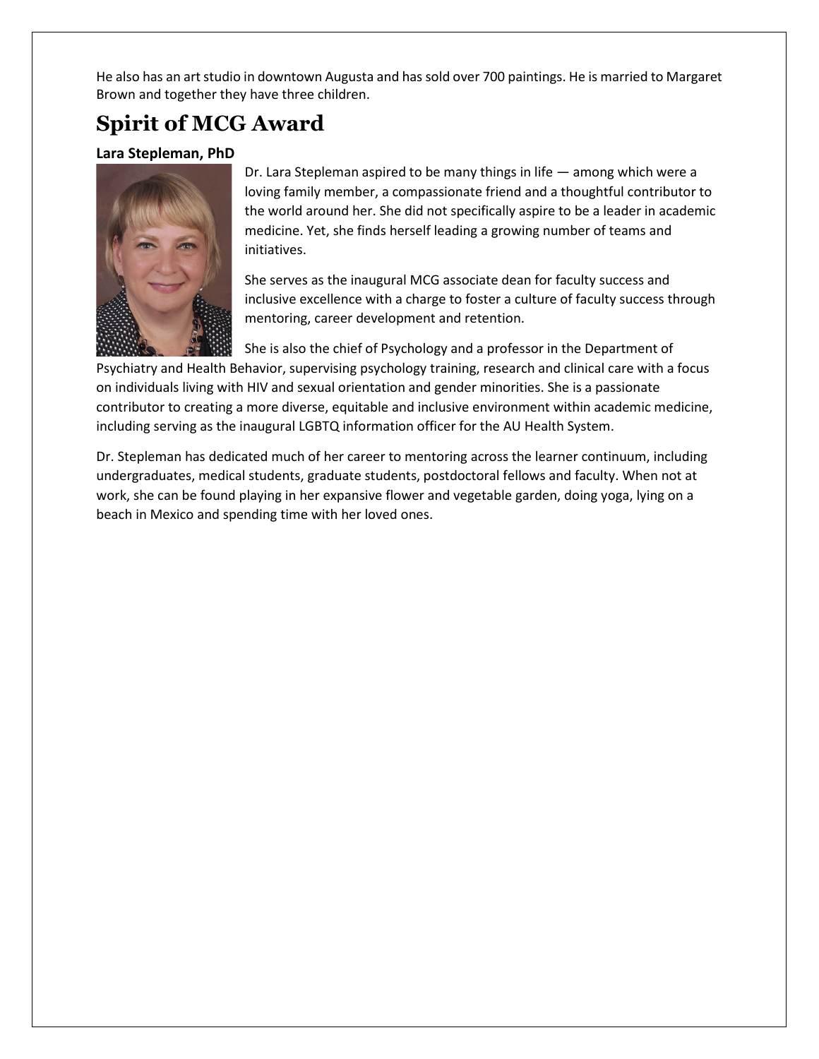He also has an art studio in downtown Augusta and has sold over 700 paintings. He is married to Margaret Brown and together they have three children.

## Spirit of MCG Award

**Lara Stepleman, PhD**

Dr. Lara Stepleman aspired to be many things in life — among which were a loving family member, a compassionate friend and a thoughtful contributor to the world around her. She did not specifically aspire to be a leader in academic medicine. Yet, she finds herself leading a growing number of teams and initiatives.

She serves as the inaugural MCG associate dean for faculty success and inclusive excellence with a charge to foster a culture of faculty success through mentoring, career development and retention.

She is also the chief of Psychology and a professor in the Department of Psychiatry and Health Behavior, supervising psychology training, research and clinical care with a focus on individuals living with HIV and sexual orientation and gender minorities. She is a passionate contributor to creating a more diverse, equitable and inclusive environment within academic medicine, including serving as the inaugural LGBTQ information officer for the AU Health System.

Dr. Stepleman has dedicated much of her career to mentoring across the learner continuum, including undergraduates, medical students, graduate students, postdoctoral fellows and faculty. When not at work, she can be found playing in her expansive flower and vegetable garden, doing yoga, lying on a beach in Mexico and spending time with her loved ones.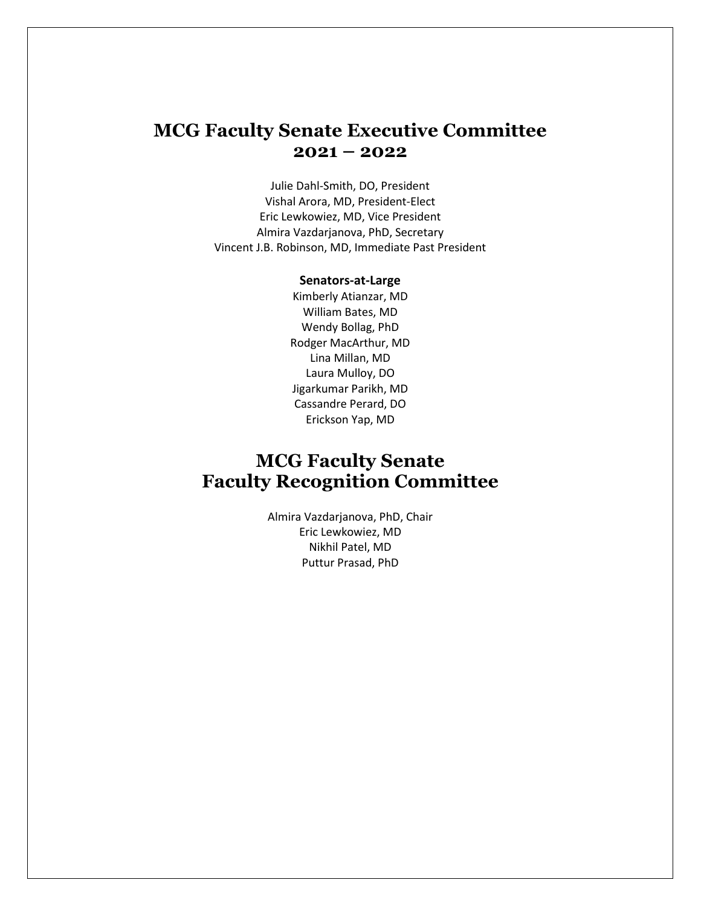# MCG Faculty Senate Executive Committee 2021 – 2022

Julie Dahl-Smith, DO, President
Vishal Arora, MD, President-Elect
Eric Lewkowiez, MD, Vice President
Almira Vazdarjanova, PhD, Secretary
Vincent J.B. Robinson, MD, Immediate Past President

**Senators-at-Large**

Kimberly Atianzar, MD
William Bates, MD
Wendy Bollag, PhD
Rodger MacArthur, MD
Lina Millan, MD
Laura Mulloy, DO
Jigarkumar Parikh, MD
Cassandre Perard, DO
Erickson Yap, MD

# MCG Faculty Senate Faculty Recognition Committee

Almira Vazdarjanova, PhD, Chair
Eric Lewkowiez, MD
Nikhil Patel, MD
Puttur Prasad, PhD